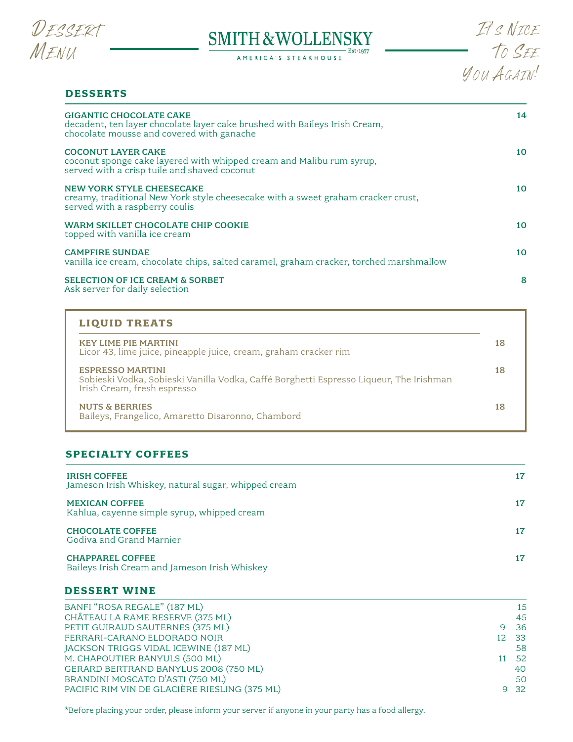Dessert Menu

# SMITH & WOLLENSKY

AMERICA'S STEAKHOUSE — Est. 1977

It's Nice To See You Again!

## DESSERTS

**GIGANTIC CHOCOLATE CAKE** — 14
decadent, ten layer chocolate layer cake brushed with Baileys Irish Cream, chocolate mousse and covered with ganache

**COCONUT LAYER CAKE** — 10
coconut sponge cake layered with whipped cream and Malibu rum syrup, served with a crisp tuile and shaved coconut

**NEW YORK STYLE CHEESECAKE** — 10
creamy, traditional New York style cheesecake with a sweet graham cracker crust, served with a raspberry coulis

**WARM SKILLET CHOCOLATE CHIP COOKIE** — 10
topped with vanilla ice cream

**CAMPFIRE SUNDAE** — 10
vanilla ice cream, chocolate chips, salted caramel, graham cracker, torched marshmallow

**SELECTION OF ICE CREAM & SORBET** — 8
Ask server for daily selection

## LIQUID TREATS

**KEY LIME PIE MARTINI** — 18
Licor 43, lime juice, pineapple juice, cream, graham cracker rim

**ESPRESSO MARTINI** — 18
Sobieski Vodka, Sobieski Vanilla Vodka, Caffé Borghetti Espresso Liqueur, The Irishman Irish Cream, fresh espresso

**NUTS & BERRIES** — 18
Baileys, Frangelico, Amaretto Disaronno, Chambord

## SPECIALTY COFFEES

**IRISH COFFEE** — 17
Jameson Irish Whiskey, natural sugar, whipped cream

**MEXICAN COFFEE** — 17
Kahlua, cayenne simple syrup, whipped cream

**CHOCOLATE COFFEE** — 17
Godiva and Grand Marnier

**CHAPPAREL COFFEE** — 17
Baileys Irish Cream and Jameson Irish Whiskey

## DESSERT WINE

| Wine | Glass | Bottle |
|---|---|---|
| BANFI "ROSA REGALE" (187 ML) | | 15 |
| CHÂTEAU LA RAME RESERVE (375 ML) | | 45 |
| PETIT GUIRAUD SAUTERNES (375 ML) | 9 | 36 |
| FERRARI-CARANO ELDORADO NOIR | 12 | 33 |
| JACKSON TRIGGS VIDAL ICEWINE (187 ML) | | 58 |
| M. CHAPOUTIER BANYULS (500 ML) | 11 | 52 |
| GERARD BERTRAND BANYLUS 2008 (750 ML) | | 40 |
| BRANDINI MOSCATO D'ASTI (750 ML) | | 50 |
| PACIFIC RIM VIN DE GLACIÈRE RIESLING (375 ML) | 9 | 32 |

*Before placing your order, please inform your server if anyone in your party has a food allergy.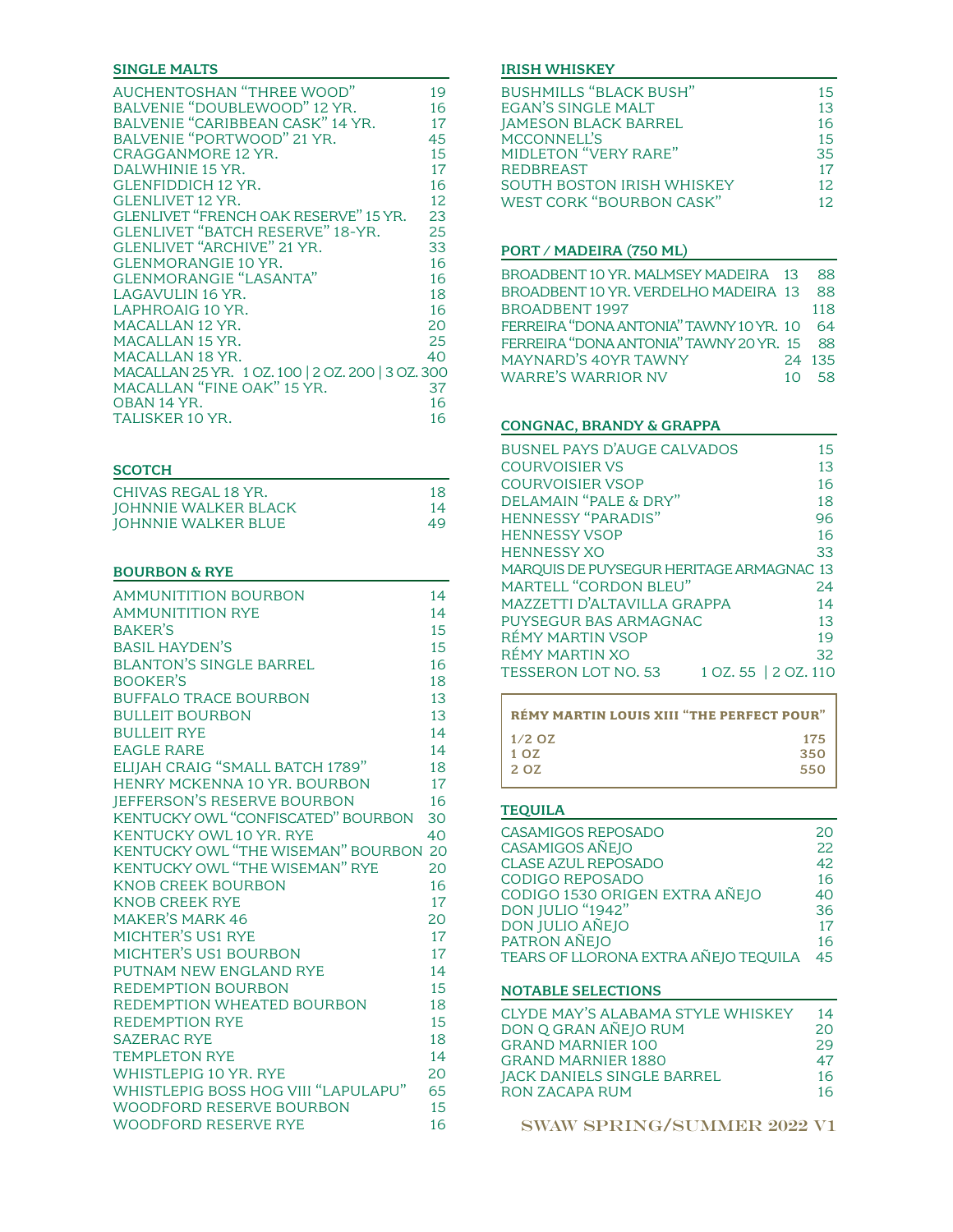## SINGLE MALTS

| | |
|---|---|
| AUCHENTOSHAN "THREE WOOD" | 19 |
| BALVENIE "DOUBLEWOOD" 12 YR. | 16 |
| BALVENIE "CARIBBEAN CASK" 14 YR. | 17 |
| BALVENIE "PORTWOOD" 21 YR. | 45 |
| CRAGGANMORE 12 YR. | 15 |
| DALWHINIE 15 YR. | 17 |
| GLENFIDDICH 12 YR. | 16 |
| GLENLIVET 12 YR. | 12 |
| GLENLIVET "FRENCH OAK RESERVE" 15 YR. | 23 |
| GLENLIVET "BATCH RESERVE" 18-YR. | 25 |
| GLENLIVET "ARCHIVE" 21 YR. | 33 |
| GLENMORANGIE 10 YR. | 16 |
| GLENMORANGIE "LASANTA" | 16 |
| LAGAVULIN 16 YR. | 18 |
| LAPHROAIG 10 YR. | 16 |
| MACALLAN 12 YR. | 20 |
| MACALLAN 15 YR. | 25 |
| MACALLAN 18 YR. | 40 |
| MACALLAN 25 YR. | 1 OZ. 100 \| 2 OZ. 200 \| 3 OZ. 300 |
| MACALLAN "FINE OAK" 15 YR. | 37 |
| OBAN 14 YR. | 16 |
| TALISKER 10 YR. | 16 |

## SCOTCH

| | |
|---|---|
| CHIVAS REGAL 18 YR. | 18 |
| JOHNNIE WALKER BLACK | 14 |
| JOHNNIE WALKER BLUE | 49 |

## BOURBON & RYE

| | |
|---|---|
| AMMUNITITION BOURBON | 14 |
| AMMUNITITION RYE | 14 |
| BAKER'S | 15 |
| BASIL HAYDEN'S | 15 |
| BLANTON'S SINGLE BARREL | 16 |
| BOOKER'S | 18 |
| BUFFALO TRACE BOURBON | 13 |
| BULLEIT BOURBON | 13 |
| BULLEIT RYE | 14 |
| EAGLE RARE | 14 |
| ELIJAH CRAIG "SMALL BATCH 1789" | 18 |
| HENRY MCKENNA 10 YR. BOURBON | 17 |
| JEFFERSON'S RESERVE BOURBON | 16 |
| KENTUCKY OWL "CONFISCATED" BOURBON | 30 |
| KENTUCKY OWL 10 YR. RYE | 40 |
| KENTUCKY OWL "THE WISEMAN" BOURBON | 20 |
| KENTUCKY OWL "THE WISEMAN" RYE | 20 |
| KNOB CREEK BOURBON | 16 |
| KNOB CREEK RYE | 17 |
| MAKER'S MARK 46 | 20 |
| MICHTER'S US1 RYE | 17 |
| MICHTER'S US1 BOURBON | 17 |
| PUTNAM NEW ENGLAND RYE | 14 |
| REDEMPTION BOURBON | 15 |
| REDEMPTION WHEATED BOURBON | 18 |
| REDEMPTION RYE | 15 |
| SAZERAC RYE | 18 |
| TEMPLETON RYE | 14 |
| WHISTLEPIG 10 YR. RYE | 20 |
| WHISTLEPIG BOSS HOG VIII "LAPULAPU" | 65 |
| WOODFORD RESERVE BOURBON | 15 |
| WOODFORD RESERVE RYE | 16 |

## IRISH WHISKEY

| | |
|---|---|
| BUSHMILLS "BLACK BUSH" | 15 |
| EGAN'S SINGLE MALT | 13 |
| JAMESON BLACK BARREL | 16 |
| MCCONNELL'S | 15 |
| MIDLETON "VERY RARE" | 35 |
| REDBREAST | 17 |
| SOUTH BOSTON IRISH WHISKEY | 12 |
| WEST CORK "BOURBON CASK" | 12 |

## PORT / MADEIRA (750 ML)

| | | |
|---|---|---|
| BROADBENT 10 YR. MALMSEY MADEIRA | 13 | 88 |
| BROADBENT 10 YR. VERDELHO MADEIRA | 13 | 88 |
| BROADBENT 1997 | | 118 |
| FERREIRA "DONA ANTONIA" TAWNY 10 YR. | 10 | 64 |
| FERREIRA "DONA ANTONIA" TAWNY 20 YR. | 15 | 88 |
| MAYNARD'S 40YR TAWNY | 24 | 135 |
| WARRE'S WARRIOR NV | 10 | 58 |

## CONGNAC, BRANDY & GRAPPA

| | |
|---|---|
| BUSNEL PAYS D'AUGE CALVADOS | 15 |
| COURVOISIER VS | 13 |
| COURVOISIER VSOP | 16 |
| DELAMAIN "PALE & DRY" | 18 |
| HENNESSY "PARADIS" | 96 |
| HENNESSY VSOP | 16 |
| HENNESSY XO | 33 |
| MARQUIS DE PUYSEGUR HERITAGE ARMAGNAC | 13 |
| MARTELL "CORDON BLEU" | 24 |
| MAZZETTI D'ALTAVILLA GRAPPA | 14 |
| PUYSEGUR BAS ARMAGNAC | 13 |
| RÉMY MARTIN VSOP | 19 |
| RÉMY MARTIN XO | 32 |
| TESSERON LOT NO. 53 | 1 OZ. 55 \| 2 OZ. 110 |

### RÉMY MARTIN LOUIS XIII "THE PERFECT POUR"

| | |
|---|---|
| 1/2 OZ | 175 |
| 1 OZ | 350 |
| 2 OZ | 550 |

## TEQUILA

| | |
|---|---|
| CASAMIGOS REPOSADO | 20 |
| CASAMIGOS AÑEJO | 22 |
| CLASE AZUL REPOSADO | 42 |
| CODIGO REPOSADO | 16 |
| CODIGO 1530 ORIGEN EXTRA AÑEJO | 40 |
| DON JULIO "1942" | 36 |
| DON JULIO AÑEJO | 17 |
| PATRON AÑEJO | 16 |
| TEARS OF LLORONA EXTRA AÑEJO TEQUILA | 45 |

## NOTABLE SELECTIONS

| | |
|---|---|
| CLYDE MAY'S ALABAMA STYLE WHISKEY | 14 |
| DON Q GRAN AÑEJO RUM | 20 |
| GRAND MARNIER 100 | 29 |
| GRAND MARNIER 1880 | 47 |
| JACK DANIELS SINGLE BARREL | 16 |
| RON ZACAPA RUM | 16 |

SWAW SPRING/SUMMER 2022 V1